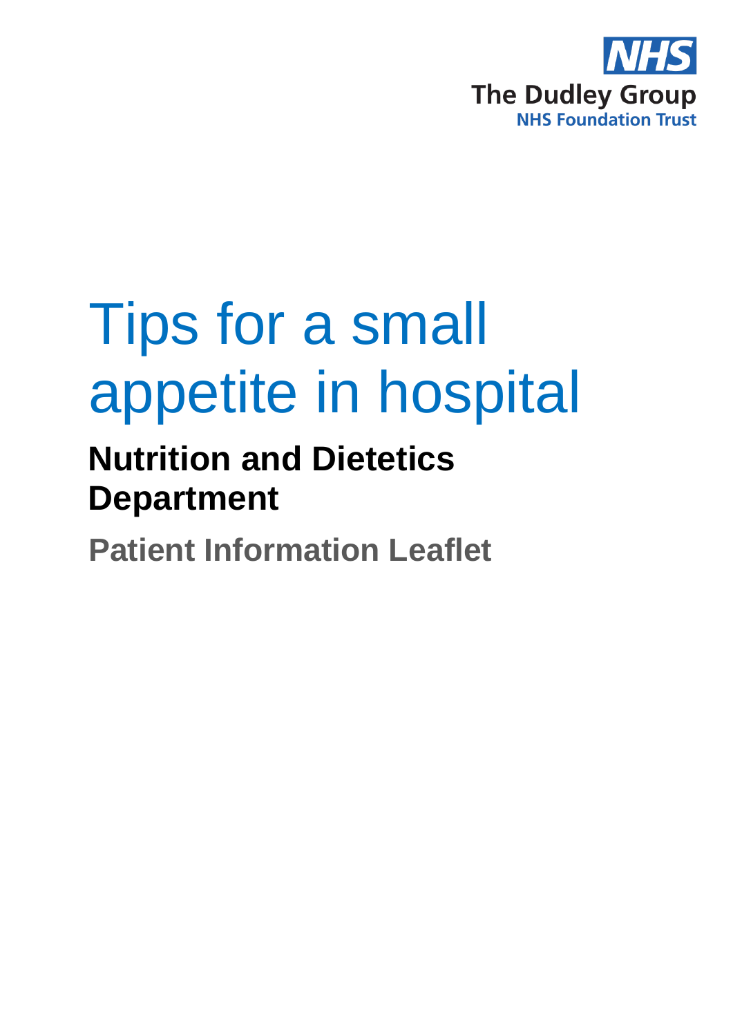NHS

The Dudley Group
NHS Foundation Trust

# Tips for a small appetite in hospital

## Nutrition and Dietetics Department

### Patient Information Leaflet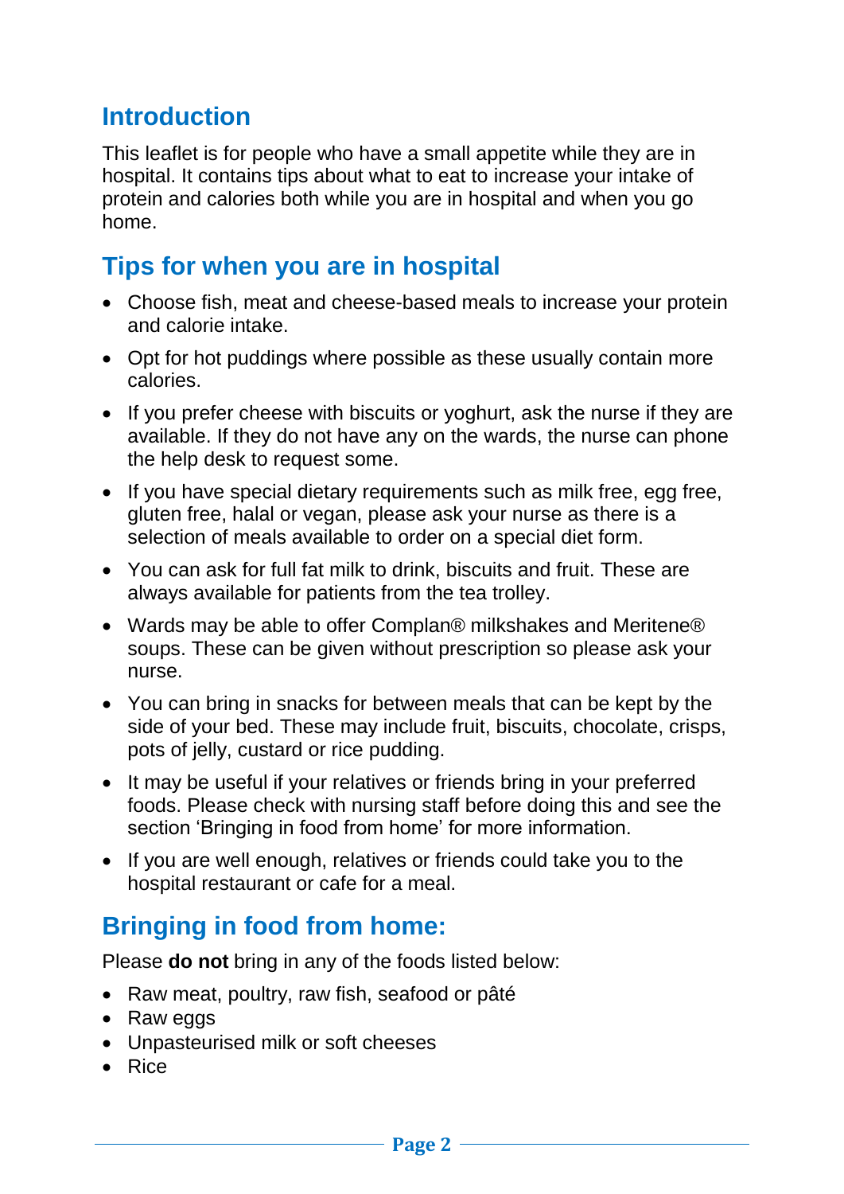## Introduction

This leaflet is for people who have a small appetite while they are in hospital. It contains tips about what to eat to increase your intake of protein and calories both while you are in hospital and when you go home.

## Tips for when you are in hospital

- Choose fish, meat and cheese-based meals to increase your protein and calorie intake.
- Opt for hot puddings where possible as these usually contain more calories.
- If you prefer cheese with biscuits or yoghurt, ask the nurse if they are available. If they do not have any on the wards, the nurse can phone the help desk to request some.
- If you have special dietary requirements such as milk free, egg free, gluten free, halal or vegan, please ask your nurse as there is a selection of meals available to order on a special diet form.
- You can ask for full fat milk to drink, biscuits and fruit. These are always available for patients from the tea trolley.
- Wards may be able to offer Complan® milkshakes and Meritene® soups. These can be given without prescription so please ask your nurse.
- You can bring in snacks for between meals that can be kept by the side of your bed. These may include fruit, biscuits, chocolate, crisps, pots of jelly, custard or rice pudding.
- It may be useful if your relatives or friends bring in your preferred foods. Please check with nursing staff before doing this and see the section 'Bringing in food from home' for more information.
- If you are well enough, relatives or friends could take you to the hospital restaurant or cafe for a meal.

## Bringing in food from home:

Please **do not** bring in any of the foods listed below:

- Raw meat, poultry, raw fish, seafood or pâté
- Raw eggs
- Unpasteurised milk or soft cheeses
- Rice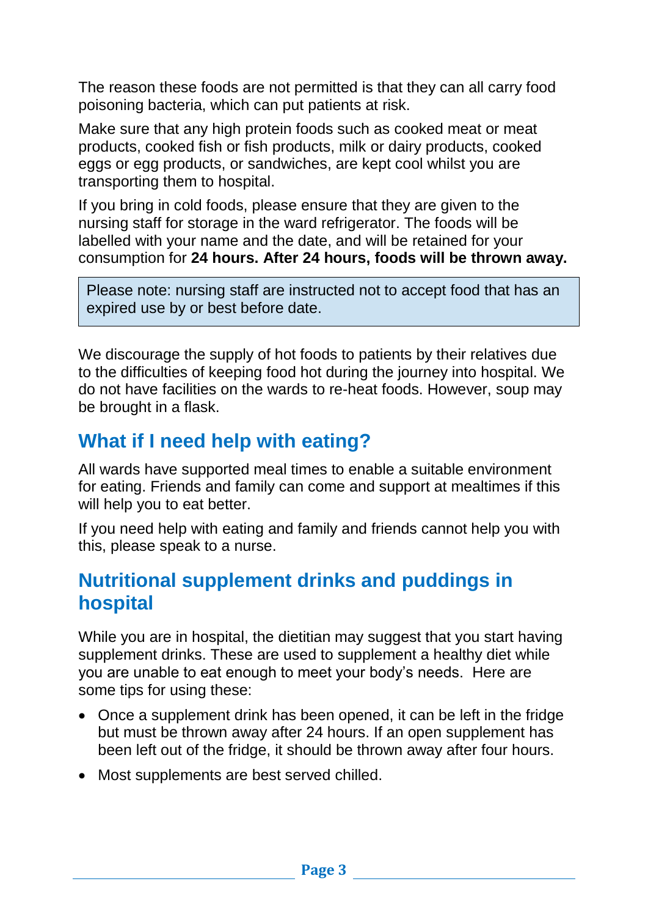The reason these foods are not permitted is that they can all carry food poisoning bacteria, which can put patients at risk.

Make sure that any high protein foods such as cooked meat or meat products, cooked fish or fish products, milk or dairy products, cooked eggs or egg products, or sandwiches, are kept cool whilst you are transporting them to hospital.

If you bring in cold foods, please ensure that they are given to the nursing staff for storage in the ward refrigerator. The foods will be labelled with your name and the date, and will be retained for your consumption for **24 hours. After 24 hours, foods will be thrown away.**

> Please note: nursing staff are instructed not to accept food that has an expired use by or best before date.

We discourage the supply of hot foods to patients by their relatives due to the difficulties of keeping food hot during the journey into hospital. We do not have facilities on the wards to re-heat foods. However, soup may be brought in a flask.

## What if I need help with eating?

All wards have supported meal times to enable a suitable environment for eating. Friends and family can come and support at mealtimes if this will help you to eat better.

If you need help with eating and family and friends cannot help you with this, please speak to a nurse.

## Nutritional supplement drinks and puddings in hospital

While you are in hospital, the dietitian may suggest that you start having supplement drinks. These are used to supplement a healthy diet while you are unable to eat enough to meet your body's needs. Here are some tips for using these:

- Once a supplement drink has been opened, it can be left in the fridge but must be thrown away after 24 hours. If an open supplement has been left out of the fridge, it should be thrown away after four hours.
- Most supplements are best served chilled.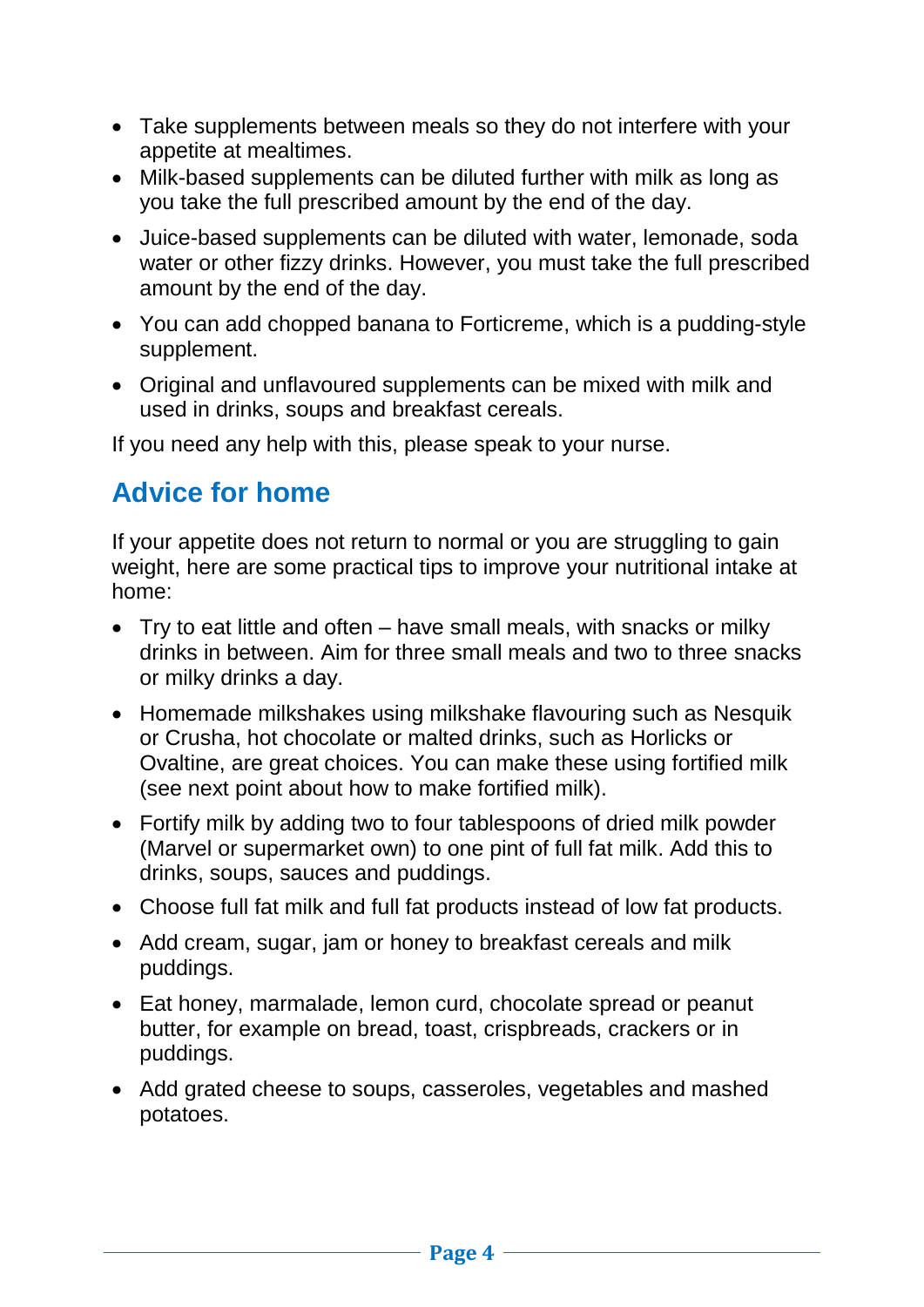- Take supplements between meals so they do not interfere with your appetite at mealtimes.
- Milk-based supplements can be diluted further with milk as long as you take the full prescribed amount by the end of the day.
- Juice-based supplements can be diluted with water, lemonade, soda water or other fizzy drinks. However, you must take the full prescribed amount by the end of the day.
- You can add chopped banana to Forticreme, which is a pudding-style supplement.
- Original and unflavoured supplements can be mixed with milk and used in drinks, soups and breakfast cereals.

If you need any help with this, please speak to your nurse.

## Advice for home

If your appetite does not return to normal or you are struggling to gain weight, here are some practical tips to improve your nutritional intake at home:

- Try to eat little and often – have small meals, with snacks or milky drinks in between. Aim for three small meals and two to three snacks or milky drinks a day.
- Homemade milkshakes using milkshake flavouring such as Nesquik or Crusha, hot chocolate or malted drinks, such as Horlicks or Ovaltine, are great choices. You can make these using fortified milk (see next point about how to make fortified milk).
- Fortify milk by adding two to four tablespoons of dried milk powder (Marvel or supermarket own) to one pint of full fat milk. Add this to drinks, soups, sauces and puddings.
- Choose full fat milk and full fat products instead of low fat products.
- Add cream, sugar, jam or honey to breakfast cereals and milk puddings.
- Eat honey, marmalade, lemon curd, chocolate spread or peanut butter, for example on bread, toast, crispbreads, crackers or in puddings.
- Add grated cheese to soups, casseroles, vegetables and mashed potatoes.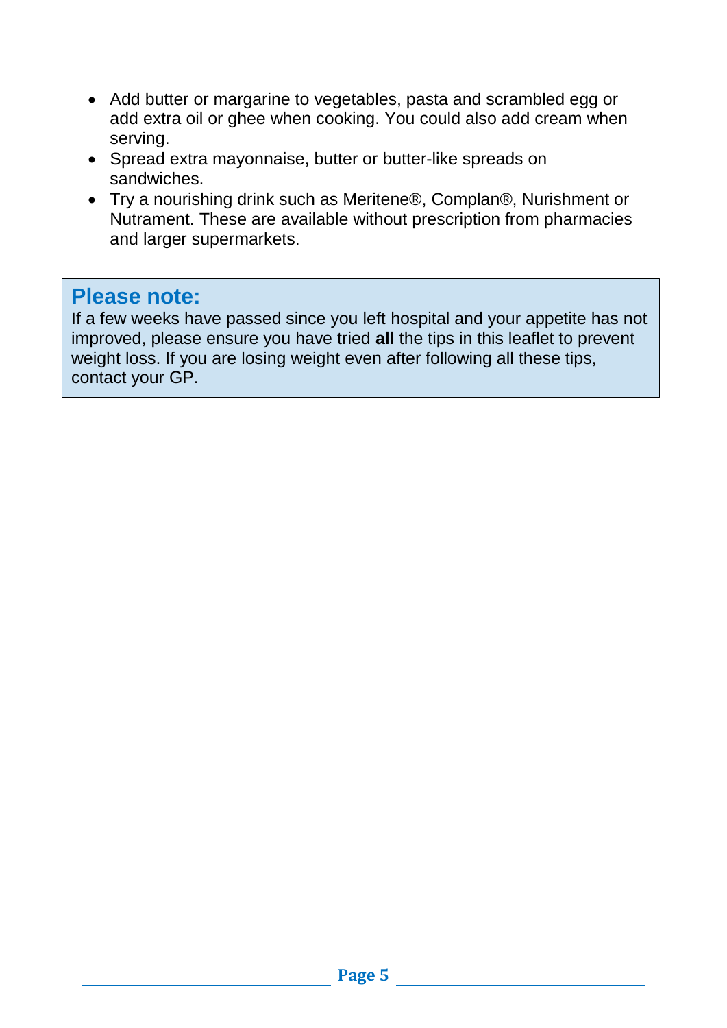- Add butter or margarine to vegetables, pasta and scrambled egg or add extra oil or ghee when cooking. You could also add cream when serving.
- Spread extra mayonnaise, butter or butter-like spreads on sandwiches.
- Try a nourishing drink such as Meritene®, Complan®, Nurishment or Nutrament. These are available without prescription from pharmacies and larger supermarkets.

## Please note:

If a few weeks have passed since you left hospital and your appetite has not improved, please ensure you have tried **all** the tips in this leaflet to prevent weight loss. If you are losing weight even after following all these tips, contact your GP.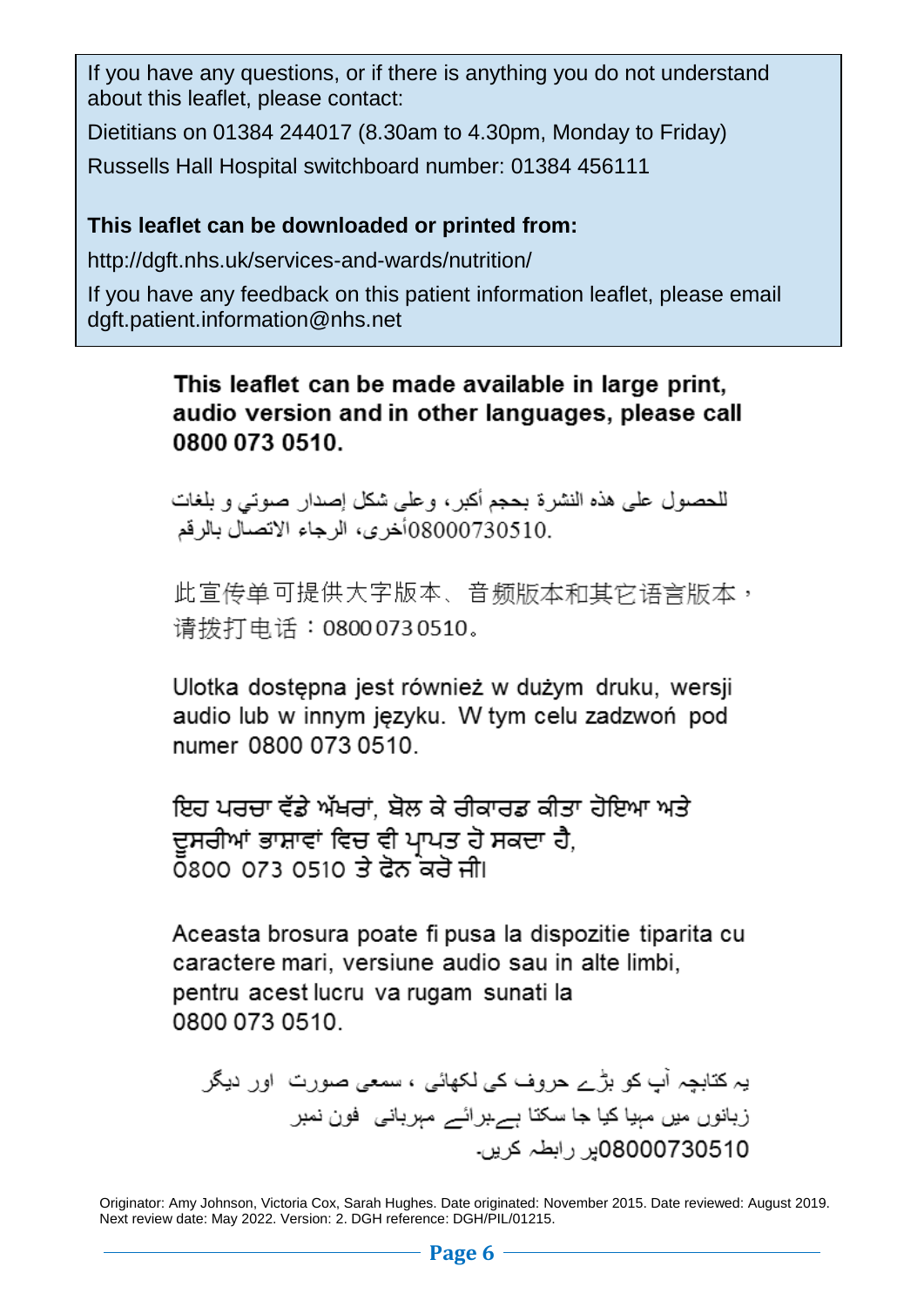If you have any questions, or if there is anything you do not understand about this leaflet, please contact:

Dietitians on 01384 244017 (8.30am to 4.30pm, Monday to Friday)

Russells Hall Hospital switchboard number: 01384 456111

**This leaflet can be downloaded or printed from:**

http://dgft.nhs.uk/services-and-wards/nutrition/

If you have any feedback on this patient information leaflet, please email dgft.patient.information@nhs.net

**This leaflet can be made available in large print, audio version and in other languages, please call 0800 073 0510.**

للحصول على هذه النشرة بحجم أكبر، وعلى شكل إصدار صوتي و بلغات أخرى، الرجاء الاتصال بالرقم 08000730510.

此宣传单可提供大字版本、音频版本和其它语言版本，请拨打电话：0800 073 0510。

Ulotka dostępna jest również w dużym druku, wersji audio lub w innym języku. W tym celu zadzwoń pod numer 0800 073 0510.

ਇਹ ਪਰਚਾ ਵੱਡੇ ਅੱਖਰਾਂ, ਬੋਲ ਕੇ ਰੀਕਾਰਡ ਕੀਤਾ ਹੋਇਆ ਅਤੇ ਦੂਸਰੀਆਂ ਭਾਸ਼ਾਵਾਂ ਵਿਚ ਵੀ ਪ੍ਰਾਪਤ ਹੋ ਸਕਦਾ ਹੈ, 0800 073 0510 ਤੇ ਫੋਨ ਕਰੋ ਜੀ।

Aceasta brosura poate fi pusa la dispozitie tiparita cu caractere mari, versiune audio sau in alte limbi, pentru acest lucru va rugam sunati la 0800 073 0510.

یہ کتابچہ آپ کو بڑے حروف کی لکھائی ، سمعی صورت اور دیگر زبانوں میں مہیا کیا جا سکتا ہے-برائے مہربانی فون نمبر 08000730510پر رابطہ کریں۔

Originator: Amy Johnson, Victoria Cox, Sarah Hughes. Date originated: November 2015. Date reviewed: August 2019. Next review date: May 2022. Version: 2. DGH reference: DGH/PIL/01215.